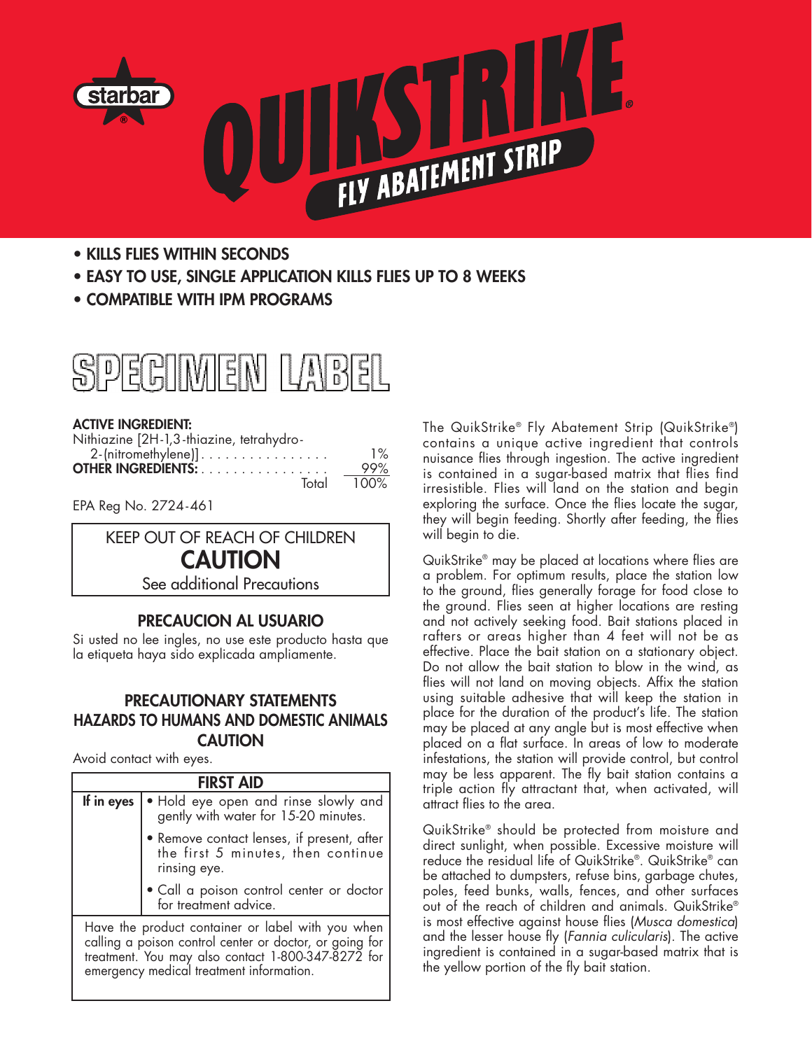# starbar® QUIKSTRIKE® FLY ABATEMENT STRIP

- **KILLS FLIES WITHIN SECONDS**
- **EASY TO USE, SINGLE APPLICATION KILLS FLIES UP TO 8 WEEKS**
- **COMPATIBLE WITH IPM PROGRAMS**

## SPECIMEN LABEL

**ACTIVE INGREDIENT:**

| | |
|---|---|
| Nithiazine [2H-1,3-thiazine, tetrahydro-2-(nitromethylene)] | 1% |
| **OTHER INGREDIENTS:** | 99% |
| Total | 100% |

EPA Reg No. 2724-461

KEEP OUT OF REACH OF CHILDREN
**CAUTION**
See additional Precautions

### PRECAUCION AL USUARIO

Si usted no lee ingles, no use este producto hasta que la etiqueta haya sido explicada ampliamente.

### PRECAUTIONARY STATEMENTS
### HAZARDS TO HUMANS AND DOMESTIC ANIMALS
### CAUTION

Avoid contact with eyes.

| FIRST AID | |
|---|---|
| **If in eyes** | • Hold eye open and rinse slowly and gently with water for 15-20 minutes.<br>• Remove contact lenses, if present, after the first 5 minutes, then continue rinsing eye.<br>• Call a poison control center or doctor for treatment advice. |
| Have the product container or label with you when calling a poison control center or doctor, or going for treatment. You may also contact 1-800-347-8272 for emergency medical treatment information. | |

The QuikStrike® Fly Abatement Strip (QuikStrike®) contains a unique active ingredient that controls nuisance flies through ingestion. The active ingredient is contained in a sugar-based matrix that flies find irresistible. Flies will land on the station and begin exploring the surface. Once the flies locate the sugar, they will begin feeding. Shortly after feeding, the flies will begin to die.

QuikStrike® may be placed at locations where flies are a problem. For optimum results, place the station low to the ground, flies generally forage for food close to the ground. Flies seen at higher locations are resting and not actively seeking food. Bait stations placed in rafters or areas higher than 4 feet will not be as effective. Place the bait station on a stationary object. Do not allow the bait station to blow in the wind, as flies will not land on moving objects. Affix the station using suitable adhesive that will keep the station in place for the duration of the product's life. The station may be placed at any angle but is most effective when placed on a flat surface. In areas of low to moderate infestations, the station will provide control, but control may be less apparent. The fly bait station contains a triple action fly attractant that, when activated, will attract flies to the area.

QuikStrike® should be protected from moisture and direct sunlight, when possible. Excessive moisture will reduce the residual life of QuikStrike®. QuikStrike® can be attached to dumpsters, refuse bins, garbage chutes, poles, feed bunks, walls, fences, and other surfaces out of the reach of children and animals. QuikStrike® is most effective against house flies (*Musca domestica*) and the lesser house fly (*Fannia culicularis*). The active ingredient is contained in a sugar-based matrix that is the yellow portion of the fly bait station.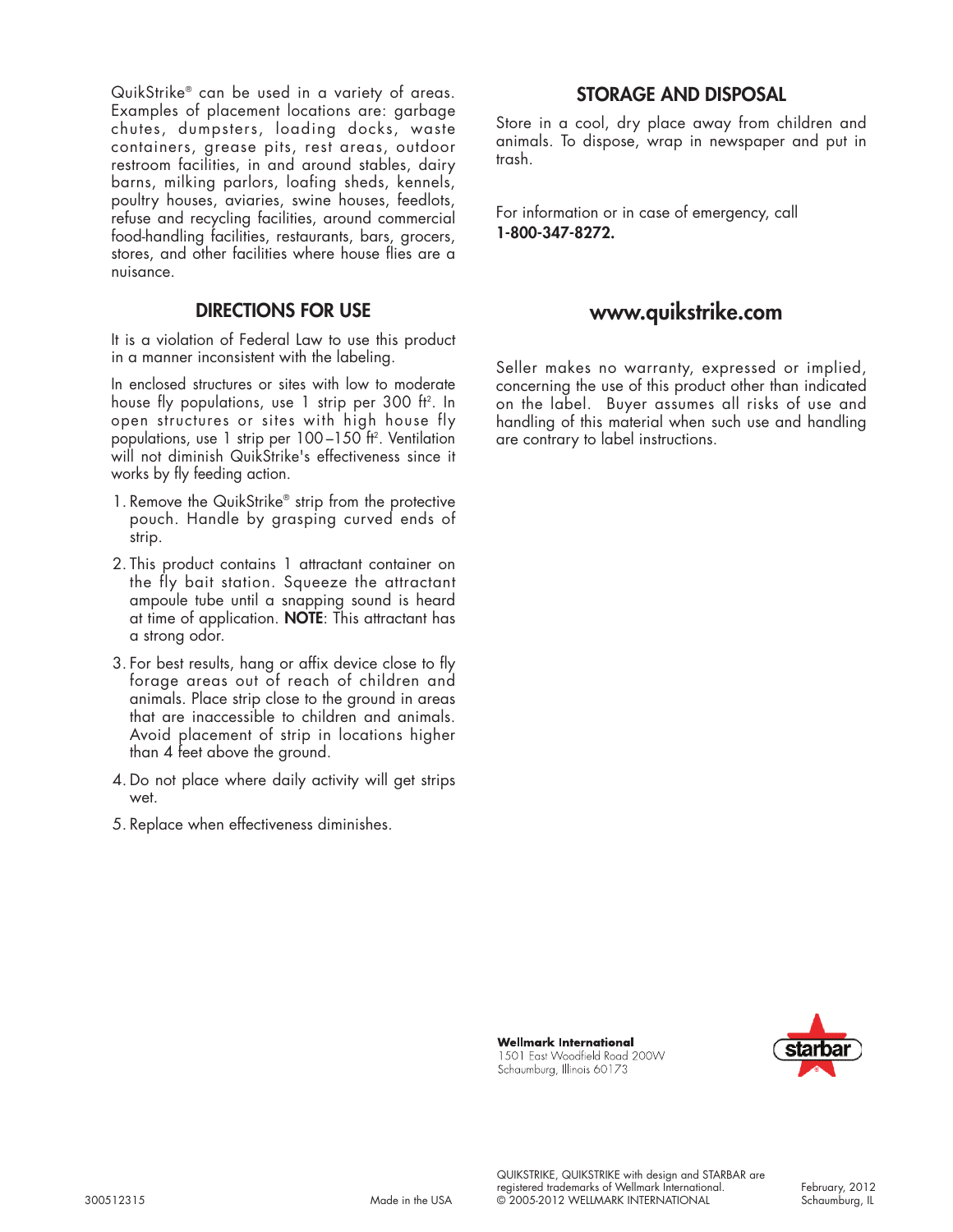QuikStrike® can be used in a variety of areas. Examples of placement locations are: garbage chutes, dumpsters, loading docks, waste containers, grease pits, rest areas, outdoor restroom facilities, in and around stables, dairy barns, milking parlors, loafing sheds, kennels, poultry houses, aviaries, swine houses, feedlots, refuse and recycling facilities, around commercial food-handling facilities, restaurants, bars, grocers, stores, and other facilities where house flies are a nuisance.

## DIRECTIONS FOR USE

It is a violation of Federal Law to use this product in a manner inconsistent with the labeling.

In enclosed structures or sites with low to moderate house fly populations, use 1 strip per 300 $ft^2$. In open structures or sites with high house fly populations, use 1 strip per 100–150 $ft^2$. Ventilation will not diminish QuikStrike's effectiveness since it works by fly feeding action.

1. Remove the QuikStrike® strip from the protective pouch. Handle by grasping curved ends of strip.
2. This product contains 1 attractant container on the fly bait station. Squeeze the attractant ampoule tube until a snapping sound is heard at time of application. **NOTE**: This attractant has a strong odor.
3. For best results, hang or affix device close to fly forage areas out of reach of children and animals. Place strip close to the ground in areas that are inaccessible to children and animals. Avoid placement of strip in locations higher than 4 feet above the ground.
4. Do not place where daily activity will get strips wet.
5. Replace when effectiveness diminishes.

## STORAGE AND DISPOSAL

Store in a cool, dry place away from children and animals. To dispose, wrap in newspaper and put in trash.

For information or in case of emergency, call **1-800-347-8272.**

## www.quikstrike.com

Seller makes no warranty, expressed or implied, concerning the use of this product other than indicated on the label. Buyer assumes all risks of use and handling of this material when such use and handling are contrary to label instructions.

**Wellmark International**
1501 East Woodfield Road 200W
Schaumburg, Illinois 60173

starbar

300512315

Made in the USA

QUIKSTRIKE, QUIKSTRIKE with design and STARBAR are registered trademarks of Wellmark International.
© 2005-2012 WELLMARK INTERNATIONAL

February, 2012
Schaumburg, IL